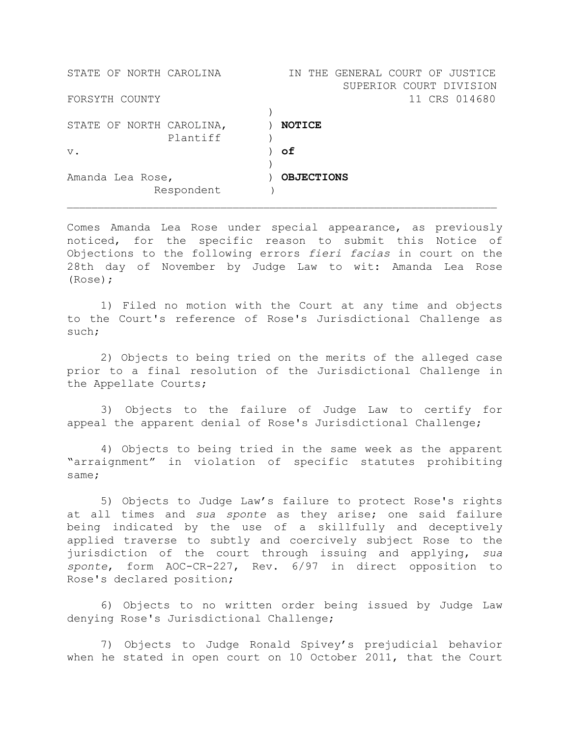STATE OF NORTH CAROLINA — IN THE GENERAL COURT OF JUSTICE
SUPERIOR COURT DIVISION

FORSYTH COUNTY — 11 CRS 014680

| | |
|---|---|
| STATE OF NORTH CAROLINA, Plantiff | **NOTICE** |
| v. | **of** |
| Amanda Lea Rose, Respondent | **OBJECTIONS** |

---

Comes Amanda Lea Rose under special appearance, as previously noticed, for the specific reason to submit this Notice of Objections to the following errors *fieri facias* in court on the 28th day of November by Judge Law to wit: Amanda Lea Rose (Rose);

1) Filed no motion with the Court at any time and objects to the Court's reference of Rose's Jurisdictional Challenge as such;

2) Objects to being tried on the merits of the alleged case prior to a final resolution of the Jurisdictional Challenge in the Appellate Courts;

3) Objects to the failure of Judge Law to certify for appeal the apparent denial of Rose's Jurisdictional Challenge;

4) Objects to being tried in the same week as the apparent "arraignment" in violation of specific statutes prohibiting same;

5) Objects to Judge Law's failure to protect Rose's rights at all times and *sua sponte* as they arise; one said failure being indicated by the use of a skillfully and deceptively applied traverse to subtly and coercively subject Rose to the jurisdiction of the court through issuing and applying, *sua sponte*, form AOC-CR-227, Rev. 6/97 in direct opposition to Rose's declared position;

6) Objects to no written order being issued by Judge Law denying Rose's Jurisdictional Challenge;

7) Objects to Judge Ronald Spivey's prejudicial behavior when he stated in open court on 10 October 2011, that the Court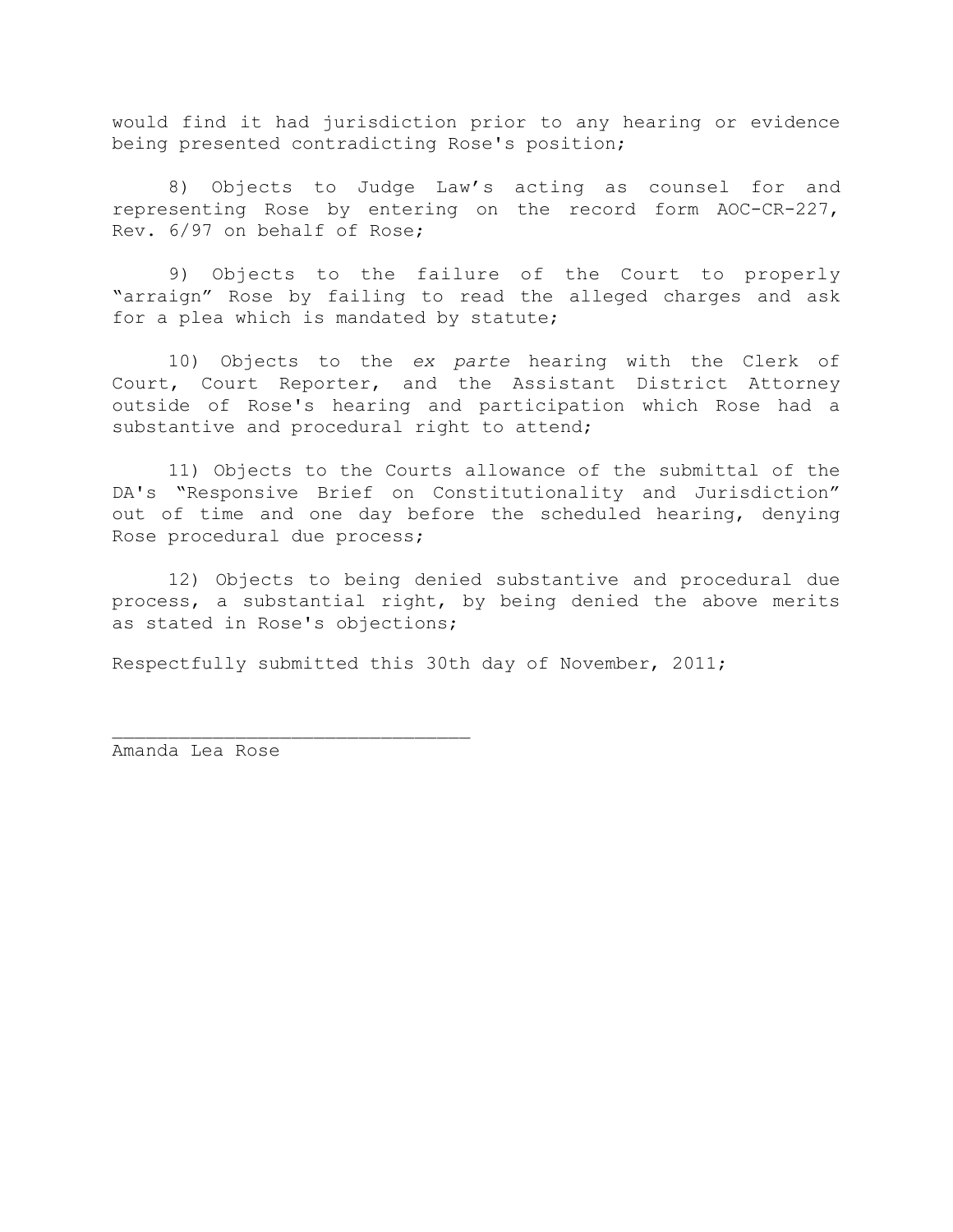would find it had jurisdiction prior to any hearing or evidence being presented contradicting Rose's position;

8) Objects to Judge Law's acting as counsel for and representing Rose by entering on the record form AOC-CR-227, Rev. 6/97 on behalf of Rose;

9) Objects to the failure of the Court to properly "arraign" Rose by failing to read the alleged charges and ask for a plea which is mandated by statute;

10) Objects to the *ex parte* hearing with the Clerk of Court, Court Reporter, and the Assistant District Attorney outside of Rose's hearing and participation which Rose had a substantive and procedural right to attend;

11) Objects to the Courts allowance of the submittal of the DA's "Responsive Brief on Constitutionality and Jurisdiction" out of time and one day before the scheduled hearing, denying Rose procedural due process;

12) Objects to being denied substantive and procedural due process, a substantial right, by being denied the above merits as stated in Rose's objections;

Respectfully submitted this 30th day of November, 2011;

\_\_\_\_\_\_\_\_\_\_\_\_\_\_\_\_\_\_\_\_\_\_\_\_\_\_\_\_\_\_\_\_
Amanda Lea Rose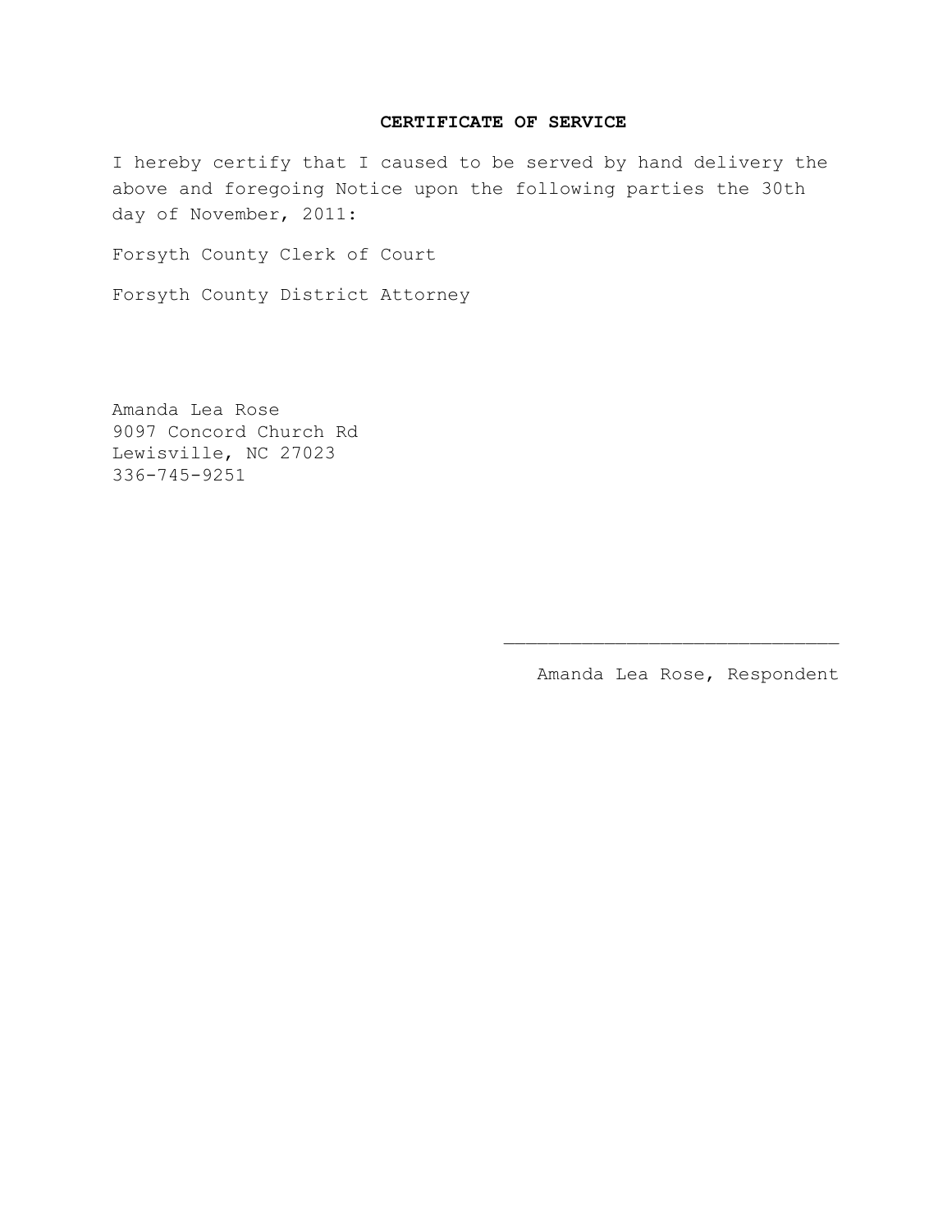**CERTIFICATE OF SERVICE**

I hereby certify that I caused to be served by hand delivery the above and foregoing Notice upon the following parties the 30th day of November, 2011:

Forsyth County Clerk of Court

Forsyth County District Attorney

Amanda Lea Rose
9097 Concord Church Rd
Lewisville, NC 27023
336-745-9251

______________________________

Amanda Lea Rose, Respondent